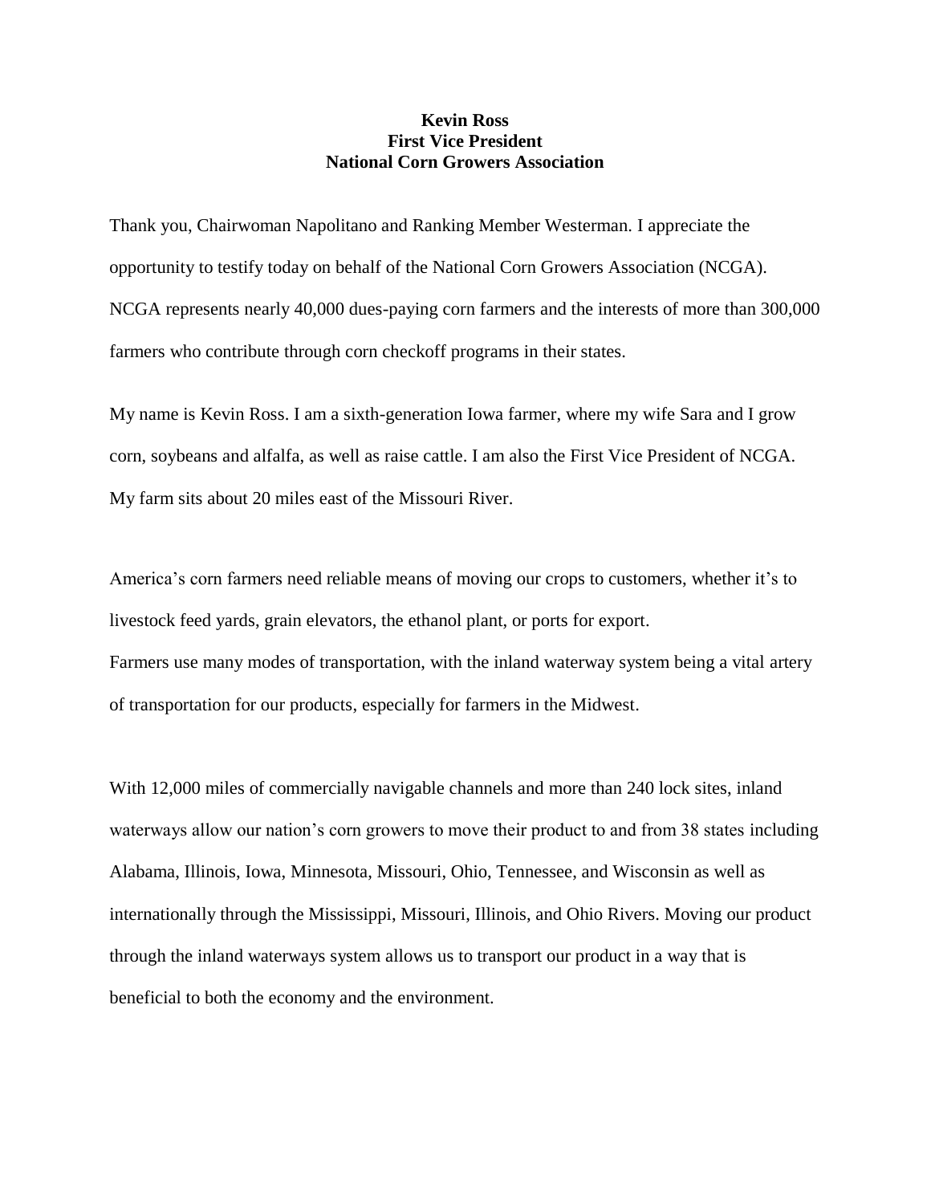**Kevin Ross**
**First Vice President**
**National Corn Growers Association**

Thank you, Chairwoman Napolitano and Ranking Member Westerman. I appreciate the opportunity to testify today on behalf of the National Corn Growers Association (NCGA). NCGA represents nearly 40,000 dues-paying corn farmers and the interests of more than 300,000 farmers who contribute through corn checkoff programs in their states.

My name is Kevin Ross. I am a sixth-generation Iowa farmer, where my wife Sara and I grow corn, soybeans and alfalfa, as well as raise cattle. I am also the First Vice President of NCGA. My farm sits about 20 miles east of the Missouri River.

America's corn farmers need reliable means of moving our crops to customers, whether it's to livestock feed yards, grain elevators, the ethanol plant, or ports for export.
Farmers use many modes of transportation, with the inland waterway system being a vital artery of transportation for our products, especially for farmers in the Midwest.

With 12,000 miles of commercially navigable channels and more than 240 lock sites, inland waterways allow our nation's corn growers to move their product to and from 38 states including Alabama, Illinois, Iowa, Minnesota, Missouri, Ohio, Tennessee, and Wisconsin as well as internationally through the Mississippi, Missouri, Illinois, and Ohio Rivers. Moving our product through the inland waterways system allows us to transport our product in a way that is beneficial to both the economy and the environment.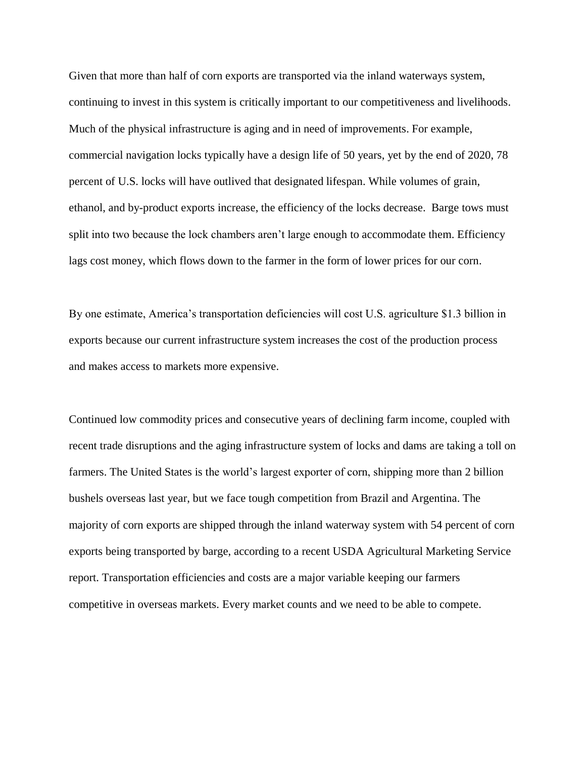Given that more than half of corn exports are transported via the inland waterways system, continuing to invest in this system is critically important to our competitiveness and livelihoods. Much of the physical infrastructure is aging and in need of improvements. For example, commercial navigation locks typically have a design life of 50 years, yet by the end of 2020, 78 percent of U.S. locks will have outlived that designated lifespan. While volumes of grain, ethanol, and by-product exports increase, the efficiency of the locks decrease. Barge tows must split into two because the lock chambers aren't large enough to accommodate them. Efficiency lags cost money, which flows down to the farmer in the form of lower prices for our corn.

By one estimate, America's transportation deficiencies will cost U.S. agriculture $1.3 billion in exports because our current infrastructure system increases the cost of the production process and makes access to markets more expensive.

Continued low commodity prices and consecutive years of declining farm income, coupled with recent trade disruptions and the aging infrastructure system of locks and dams are taking a toll on farmers. The United States is the world's largest exporter of corn, shipping more than 2 billion bushels overseas last year, but we face tough competition from Brazil and Argentina. The majority of corn exports are shipped through the inland waterway system with 54 percent of corn exports being transported by barge, according to a recent USDA Agricultural Marketing Service report. Transportation efficiencies and costs are a major variable keeping our farmers competitive in overseas markets. Every market counts and we need to be able to compete.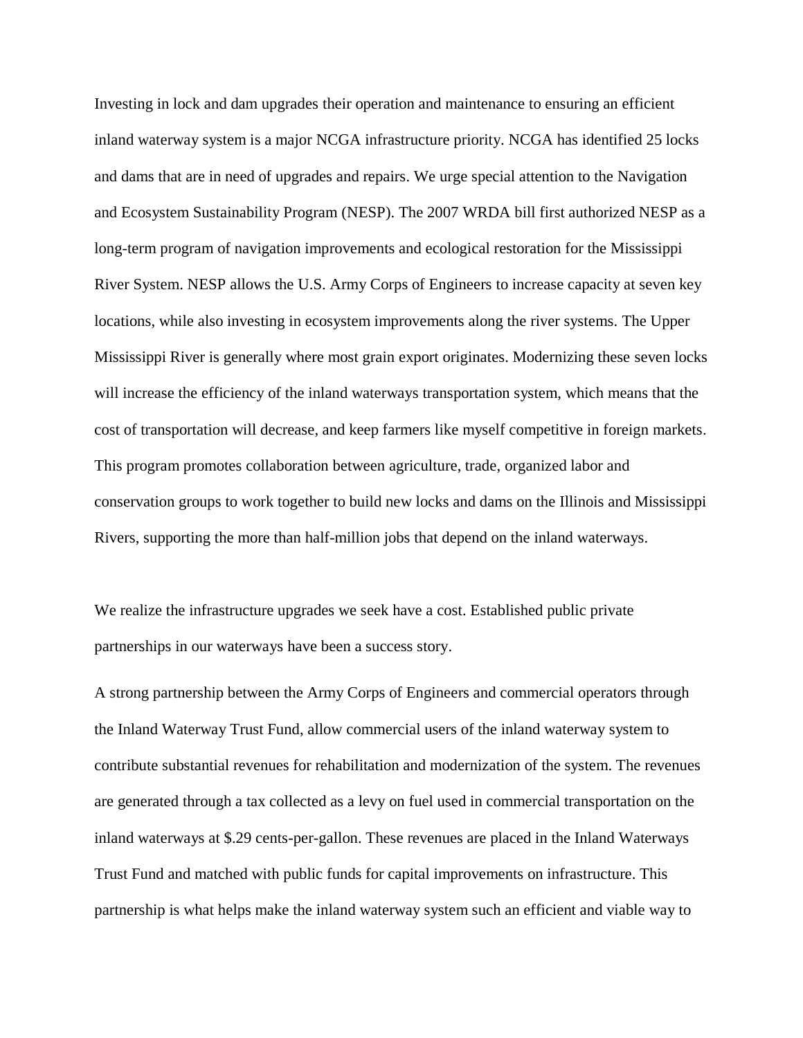Investing in lock and dam upgrades their operation and maintenance to ensuring an efficient inland waterway system is a major NCGA infrastructure priority. NCGA has identified 25 locks and dams that are in need of upgrades and repairs. We urge special attention to the Navigation and Ecosystem Sustainability Program (NESP). The 2007 WRDA bill first authorized NESP as a long-term program of navigation improvements and ecological restoration for the Mississippi River System. NESP allows the U.S. Army Corps of Engineers to increase capacity at seven key locations, while also investing in ecosystem improvements along the river systems. The Upper Mississippi River is generally where most grain export originates. Modernizing these seven locks will increase the efficiency of the inland waterways transportation system, which means that the cost of transportation will decrease, and keep farmers like myself competitive in foreign markets. This program promotes collaboration between agriculture, trade, organized labor and conservation groups to work together to build new locks and dams on the Illinois and Mississippi Rivers, supporting the more than half-million jobs that depend on the inland waterways.

We realize the infrastructure upgrades we seek have a cost. Established public private partnerships in our waterways have been a success story.

A strong partnership between the Army Corps of Engineers and commercial operators through the Inland Waterway Trust Fund, allow commercial users of the inland waterway system to contribute substantial revenues for rehabilitation and modernization of the system. The revenues are generated through a tax collected as a levy on fuel used in commercial transportation on the inland waterways at $.29 cents-per-gallon. These revenues are placed in the Inland Waterways Trust Fund and matched with public funds for capital improvements on infrastructure. This partnership is what helps make the inland waterway system such an efficient and viable way to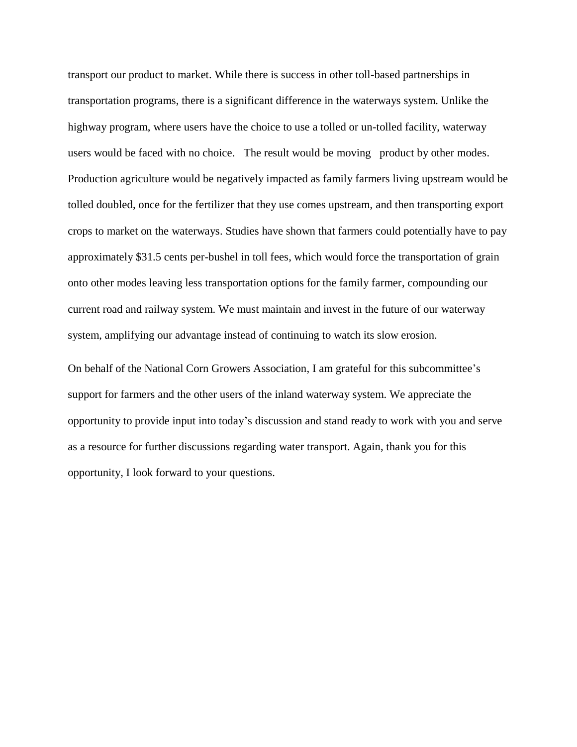transport our product to market. While there is success in other toll-based partnerships in transportation programs, there is a significant difference in the waterways system. Unlike the highway program, where users have the choice to use a tolled or un-tolled facility, waterway users would be faced with no choice. The result would be moving product by other modes. Production agriculture would be negatively impacted as family farmers living upstream would be tolled doubled, once for the fertilizer that they use comes upstream, and then transporting export crops to market on the waterways. Studies have shown that farmers could potentially have to pay approximately $31.5 cents per-bushel in toll fees, which would force the transportation of grain onto other modes leaving less transportation options for the family farmer, compounding our current road and railway system. We must maintain and invest in the future of our waterway system, amplifying our advantage instead of continuing to watch its slow erosion.

On behalf of the National Corn Growers Association, I am grateful for this subcommittee's support for farmers and the other users of the inland waterway system. We appreciate the opportunity to provide input into today's discussion and stand ready to work with you and serve as a resource for further discussions regarding water transport. Again, thank you for this opportunity, I look forward to your questions.